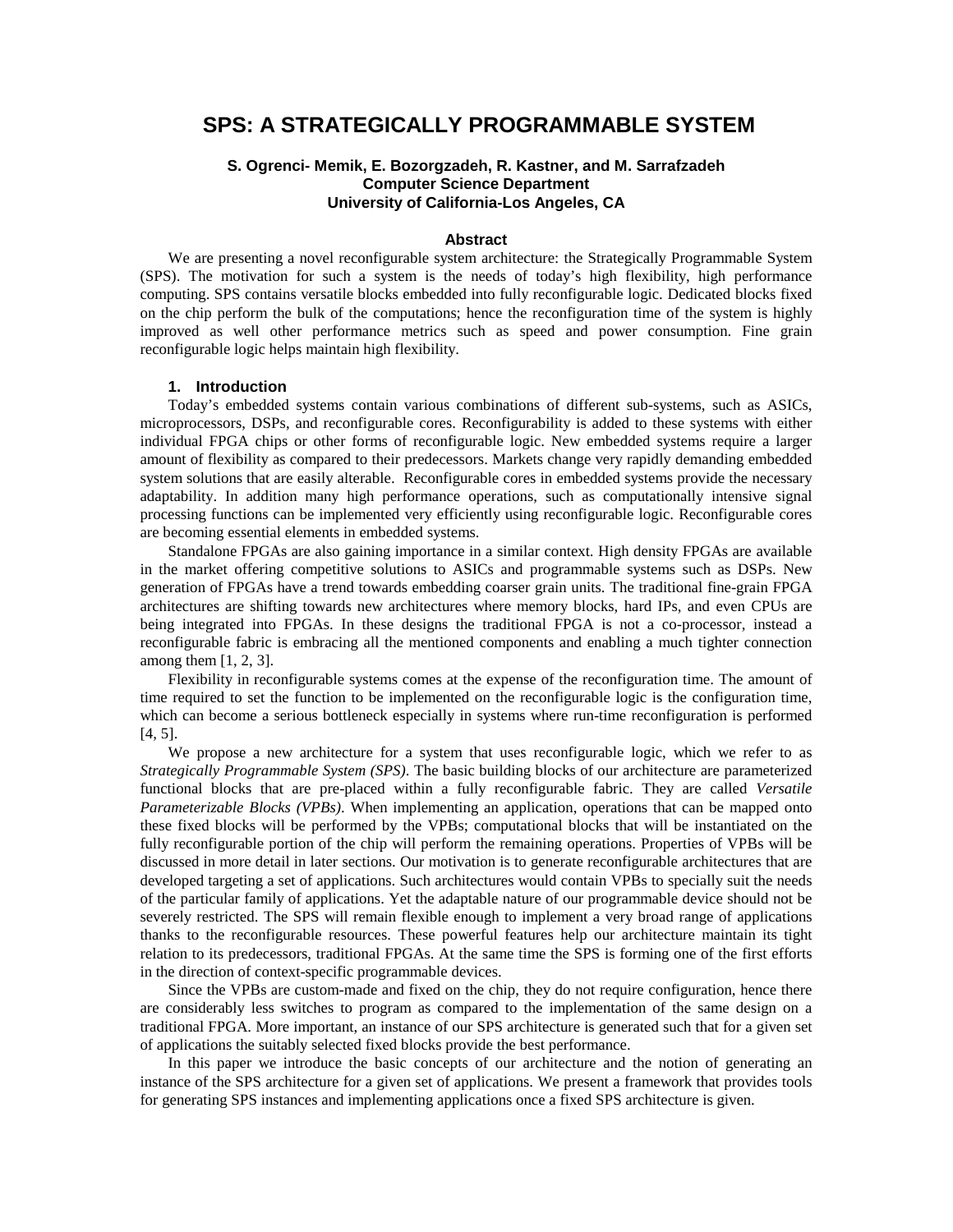# SPS: A STRATEGICALLY PROGRAMMABLE SYSTEM

**S. Ogrenci- Memik, E. Bozorgzadeh, R. Kastner, and M. Sarrafzadeh**
**Computer Science Department**
**University of California-Los Angeles, CA**

### Abstract

We are presenting a novel reconfigurable system architecture: the Strategically Programmable System (SPS). The motivation for such a system is the needs of today's high flexibility, high performance computing. SPS contains versatile blocks embedded into fully reconfigurable logic. Dedicated blocks fixed on the chip perform the bulk of the computations; hence the reconfiguration time of the system is highly improved as well other performance metrics such as speed and power consumption. Fine grain reconfigurable logic helps maintain high flexibility.

## 1. Introduction

Today's embedded systems contain various combinations of different sub-systems, such as ASICs, microprocessors, DSPs, and reconfigurable cores. Reconfigurability is added to these systems with either individual FPGA chips or other forms of reconfigurable logic. New embedded systems require a larger amount of flexibility as compared to their predecessors. Markets change very rapidly demanding embedded system solutions that are easily alterable. Reconfigurable cores in embedded systems provide the necessary adaptability. In addition many high performance operations, such as computationally intensive signal processing functions can be implemented very efficiently using reconfigurable logic. Reconfigurable cores are becoming essential elements in embedded systems.

Standalone FPGAs are also gaining importance in a similar context. High density FPGAs are available in the market offering competitive solutions to ASICs and programmable systems such as DSPs. New generation of FPGAs have a trend towards embedding coarser grain units. The traditional fine-grain FPGA architectures are shifting towards new architectures where memory blocks, hard IPs, and even CPUs are being integrated into FPGAs. In these designs the traditional FPGA is not a co-processor, instead a reconfigurable fabric is embracing all the mentioned components and enabling a much tighter connection among them [1, 2, 3].

Flexibility in reconfigurable systems comes at the expense of the reconfiguration time. The amount of time required to set the function to be implemented on the reconfigurable logic is the configuration time, which can become a serious bottleneck especially in systems where run-time reconfiguration is performed [4, 5].

We propose a new architecture for a system that uses reconfigurable logic, which we refer to as *Strategically Programmable System (SPS)*. The basic building blocks of our architecture are parameterized functional blocks that are pre-placed within a fully reconfigurable fabric. They are called *Versatile Parameterizable Blocks (VPBs)*. When implementing an application, operations that can be mapped onto these fixed blocks will be performed by the VPBs; computational blocks that will be instantiated on the fully reconfigurable portion of the chip will perform the remaining operations. Properties of VPBs will be discussed in more detail in later sections. Our motivation is to generate reconfigurable architectures that are developed targeting a set of applications. Such architectures would contain VPBs to specially suit the needs of the particular family of applications. Yet the adaptable nature of our programmable device should not be severely restricted. The SPS will remain flexible enough to implement a very broad range of applications thanks to the reconfigurable resources. These powerful features help our architecture maintain its tight relation to its predecessors, traditional FPGAs. At the same time the SPS is forming one of the first efforts in the direction of context-specific programmable devices.

Since the VPBs are custom-made and fixed on the chip, they do not require configuration, hence there are considerably less switches to program as compared to the implementation of the same design on a traditional FPGA. More important, an instance of our SPS architecture is generated such that for a given set of applications the suitably selected fixed blocks provide the best performance.

In this paper we introduce the basic concepts of our architecture and the notion of generating an instance of the SPS architecture for a given set of applications. We present a framework that provides tools for generating SPS instances and implementing applications once a fixed SPS architecture is given.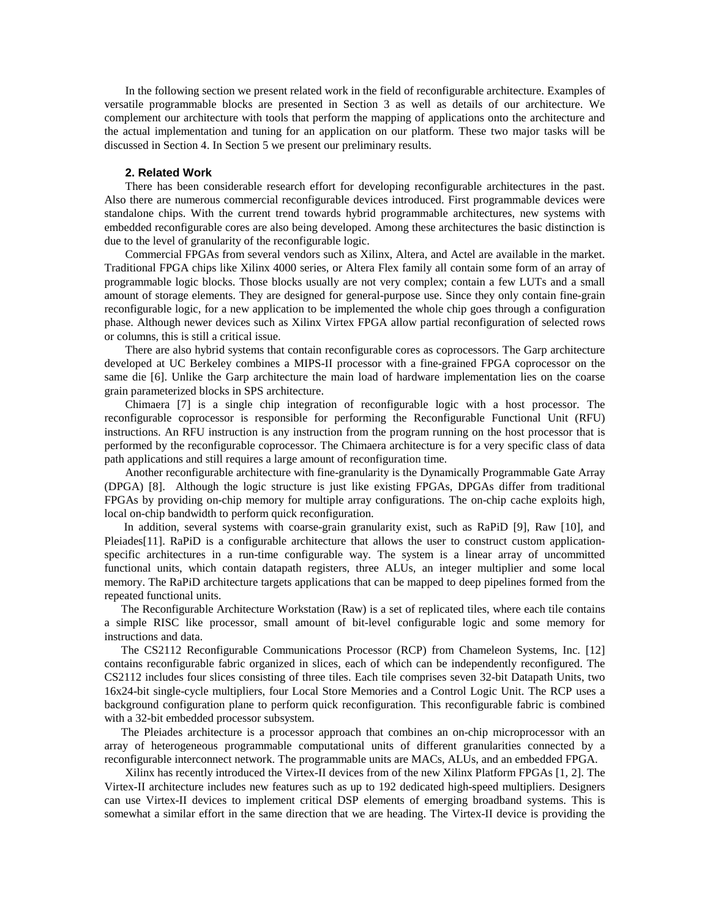In the following section we present related work in the field of reconfigurable architecture. Examples of versatile programmable blocks are presented in Section 3 as well as details of our architecture. We complement our architecture with tools that perform the mapping of applications onto the architecture and the actual implementation and tuning for an application on our platform. These two major tasks will be discussed in Section 4. In Section 5 we present our preliminary results.

## 2. Related Work

There has been considerable research effort for developing reconfigurable architectures in the past. Also there are numerous commercial reconfigurable devices introduced. First programmable devices were standalone chips. With the current trend towards hybrid programmable architectures, new systems with embedded reconfigurable cores are also being developed. Among these architectures the basic distinction is due to the level of granularity of the reconfigurable logic.

Commercial FPGAs from several vendors such as Xilinx, Altera, and Actel are available in the market. Traditional FPGA chips like Xilinx 4000 series, or Altera Flex family all contain some form of an array of programmable logic blocks. Those blocks usually are not very complex; contain a few LUTs and a small amount of storage elements. They are designed for general-purpose use. Since they only contain fine-grain reconfigurable logic, for a new application to be implemented the whole chip goes through a configuration phase. Although newer devices such as Xilinx Virtex FPGA allow partial reconfiguration of selected rows or columns, this is still a critical issue.

There are also hybrid systems that contain reconfigurable cores as coprocessors. The Garp architecture developed at UC Berkeley combines a MIPS-II processor with a fine-grained FPGA coprocessor on the same die [6]. Unlike the Garp architecture the main load of hardware implementation lies on the coarse grain parameterized blocks in SPS architecture.

Chimaera [7] is a single chip integration of reconfigurable logic with a host processor. The reconfigurable coprocessor is responsible for performing the Reconfigurable Functional Unit (RFU) instructions. An RFU instruction is any instruction from the program running on the host processor that is performed by the reconfigurable coprocessor. The Chimaera architecture is for a very specific class of data path applications and still requires a large amount of reconfiguration time.

Another reconfigurable architecture with fine-granularity is the Dynamically Programmable Gate Array (DPGA) [8]. Although the logic structure is just like existing FPGAs, DPGAs differ from traditional FPGAs by providing on-chip memory for multiple array configurations. The on-chip cache exploits high, local on-chip bandwidth to perform quick reconfiguration.

In addition, several systems with coarse-grain granularity exist, such as RaPiD [9], Raw [10], and Pleiades[11]. RaPiD is a configurable architecture that allows the user to construct custom application-specific architectures in a run-time configurable way. The system is a linear array of uncommitted functional units, which contain datapath registers, three ALUs, an integer multiplier and some local memory. The RaPiD architecture targets applications that can be mapped to deep pipelines formed from the repeated functional units.

The Reconfigurable Architecture Workstation (Raw) is a set of replicated tiles, where each tile contains a simple RISC like processor, small amount of bit-level configurable logic and some memory for instructions and data.

The CS2112 Reconfigurable Communications Processor (RCP) from Chameleon Systems, Inc. [12] contains reconfigurable fabric organized in slices, each of which can be independently reconfigured. The CS2112 includes four slices consisting of three tiles. Each tile comprises seven 32-bit Datapath Units, two 16x24-bit single-cycle multipliers, four Local Store Memories and a Control Logic Unit. The RCP uses a background configuration plane to perform quick reconfiguration. This reconfigurable fabric is combined with a 32-bit embedded processor subsystem.

The Pleiades architecture is a processor approach that combines an on-chip microprocessor with an array of heterogeneous programmable computational units of different granularities connected by a reconfigurable interconnect network. The programmable units are MACs, ALUs, and an embedded FPGA.

Xilinx has recently introduced the Virtex-II devices from of the new Xilinx Platform FPGAs [1, 2]. The Virtex-II architecture includes new features such as up to 192 dedicated high-speed multipliers. Designers can use Virtex-II devices to implement critical DSP elements of emerging broadband systems. This is somewhat a similar effort in the same direction that we are heading. The Virtex-II device is providing the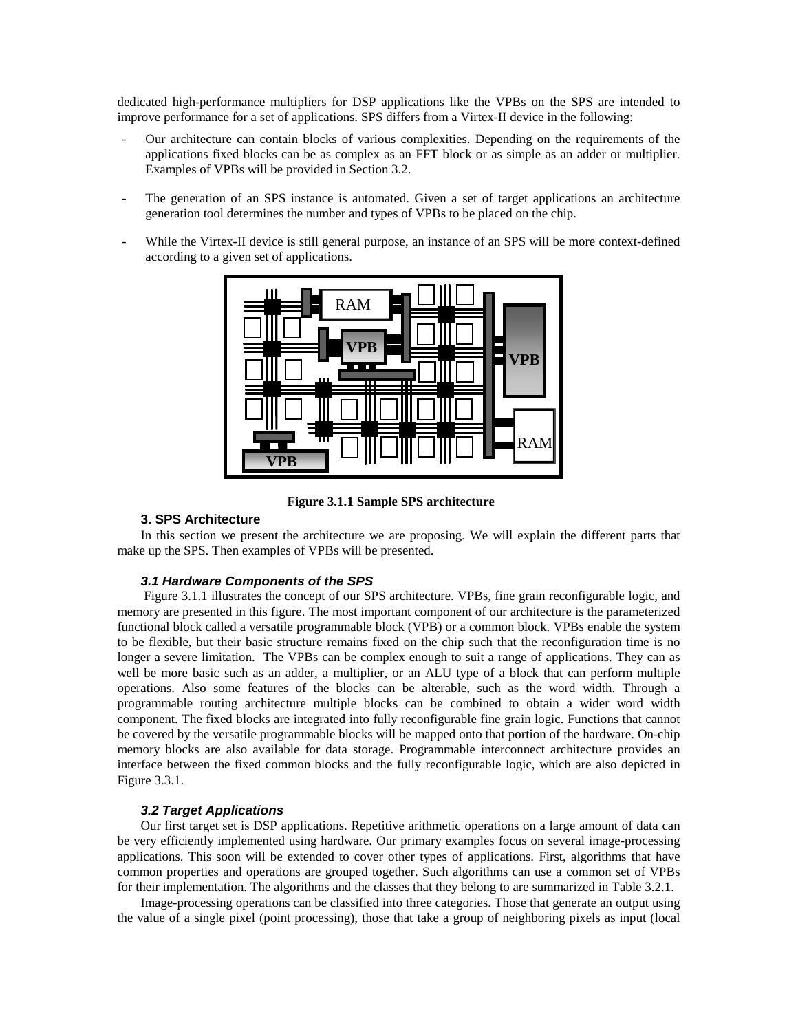dedicated high-performance multipliers for DSP applications like the VPBs on the SPS are intended to improve performance for a set of applications. SPS differs from a Virtex-II device in the following:

- Our architecture can contain blocks of various complexities. Depending on the requirements of the applications fixed blocks can be as complex as an FFT block or as simple as an adder or multiplier. Examples of VPBs will be provided in Section 3.2.
- The generation of an SPS instance is automated. Given a set of target applications an architecture generation tool determines the number and types of VPBs to be placed on the chip.
- While the Virtex-II device is still general purpose, an instance of an SPS will be more context-defined according to a given set of applications.

**Figure 3.1.1 Sample SPS architecture**

## 3. SPS Architecture

In this section we present the architecture we are proposing. We will explain the different parts that make up the SPS. Then examples of VPBs will be presented.

### *3.1 Hardware Components of the SPS*

Figure 3.1.1 illustrates the concept of our SPS architecture. VPBs, fine grain reconfigurable logic, and memory are presented in this figure. The most important component of our architecture is the parameterized functional block called a versatile programmable block (VPB) or a common block. VPBs enable the system to be flexible, but their basic structure remains fixed on the chip such that the reconfiguration time is no longer a severe limitation. The VPBs can be complex enough to suit a range of applications. They can as well be more basic such as an adder, a multiplier, or an ALU type of a block that can perform multiple operations. Also some features of the blocks can be alterable, such as the word width. Through a programmable routing architecture multiple blocks can be combined to obtain a wider word width component. The fixed blocks are integrated into fully reconfigurable fine grain logic. Functions that cannot be covered by the versatile programmable blocks will be mapped onto that portion of the hardware. On-chip memory blocks are also available for data storage. Programmable interconnect architecture provides an interface between the fixed common blocks and the fully reconfigurable logic, which are also depicted in Figure 3.3.1.

### *3.2 Target Applications*

Our first target set is DSP applications. Repetitive arithmetic operations on a large amount of data can be very efficiently implemented using hardware. Our primary examples focus on several image-processing applications. This soon will be extended to cover other types of applications. First, algorithms that have common properties and operations are grouped together. Such algorithms can use a common set of VPBs for their implementation. The algorithms and the classes that they belong to are summarized in Table 3.2.1.

Image-processing operations can be classified into three categories. Those that generate an output using the value of a single pixel (point processing), those that take a group of neighboring pixels as input (local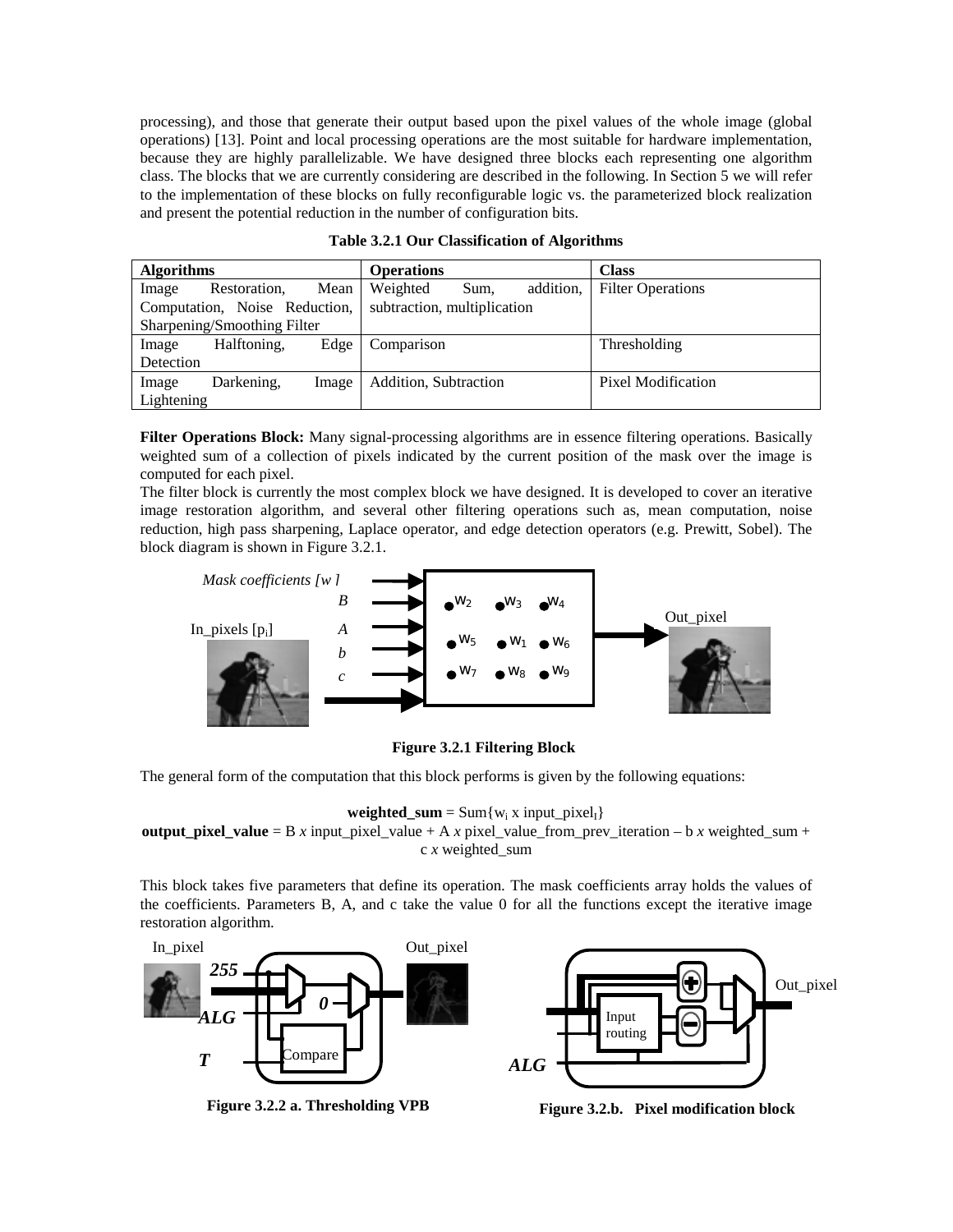processing), and those that generate their output based upon the pixel values of the whole image (global operations) [13]. Point and local processing operations are the most suitable for hardware implementation, because they are highly parallelizable. We have designed three blocks each representing one algorithm class. The blocks that we are currently considering are described in the following. In Section 5 we will refer to the implementation of these blocks on fully reconfigurable logic vs. the parameterized block realization and present the potential reduction in the number of configuration bits.

**Table 3.2.1 Our Classification of Algorithms**

| Algorithms | Operations | Class |
|---|---|---|
| Image Restoration, Mean Computation, Noise Reduction, Sharpening/Smoothing Filter | Weighted Sum, addition, subtraction, multiplication | Filter Operations |
| Image Halftoning, Edge Detection | Comparison | Thresholding |
| Image Darkening, Image Lightening | Addition, Subtraction | Pixel Modification |

**Filter Operations Block:** Many signal-processing algorithms are in essence filtering operations. Basically weighted sum of a collection of pixels indicated by the current position of the mask over the image is computed for each pixel.

The filter block is currently the most complex block we have designed. It is developed to cover an iterative image restoration algorithm, and several other filtering operations such as, mean computation, noise reduction, high pass sharpening, Laplace operator, and edge detection operators (e.g. Prewitt, Sobel). The block diagram is shown in Figure 3.2.1.

**Figure 3.2.1 Filtering Block**

The general form of the computation that this block performs is given by the following equations:

**weighted_sum** = Sum{$w_i$ x input_pixel$_I$}

**output_pixel_value** = B *x* input_pixel_value + A *x* pixel_value_from_prev_iteration – b *x* weighted_sum + c *x* weighted_sum

This block takes five parameters that define its operation. The mask coefficients array holds the values of the coefficients. Parameters B, A, and c take the value 0 for all the functions except the iterative image restoration algorithm.

**Figure 3.2.2 a. Thresholding VPB**

**Figure 3.2.b. Pixel modification block**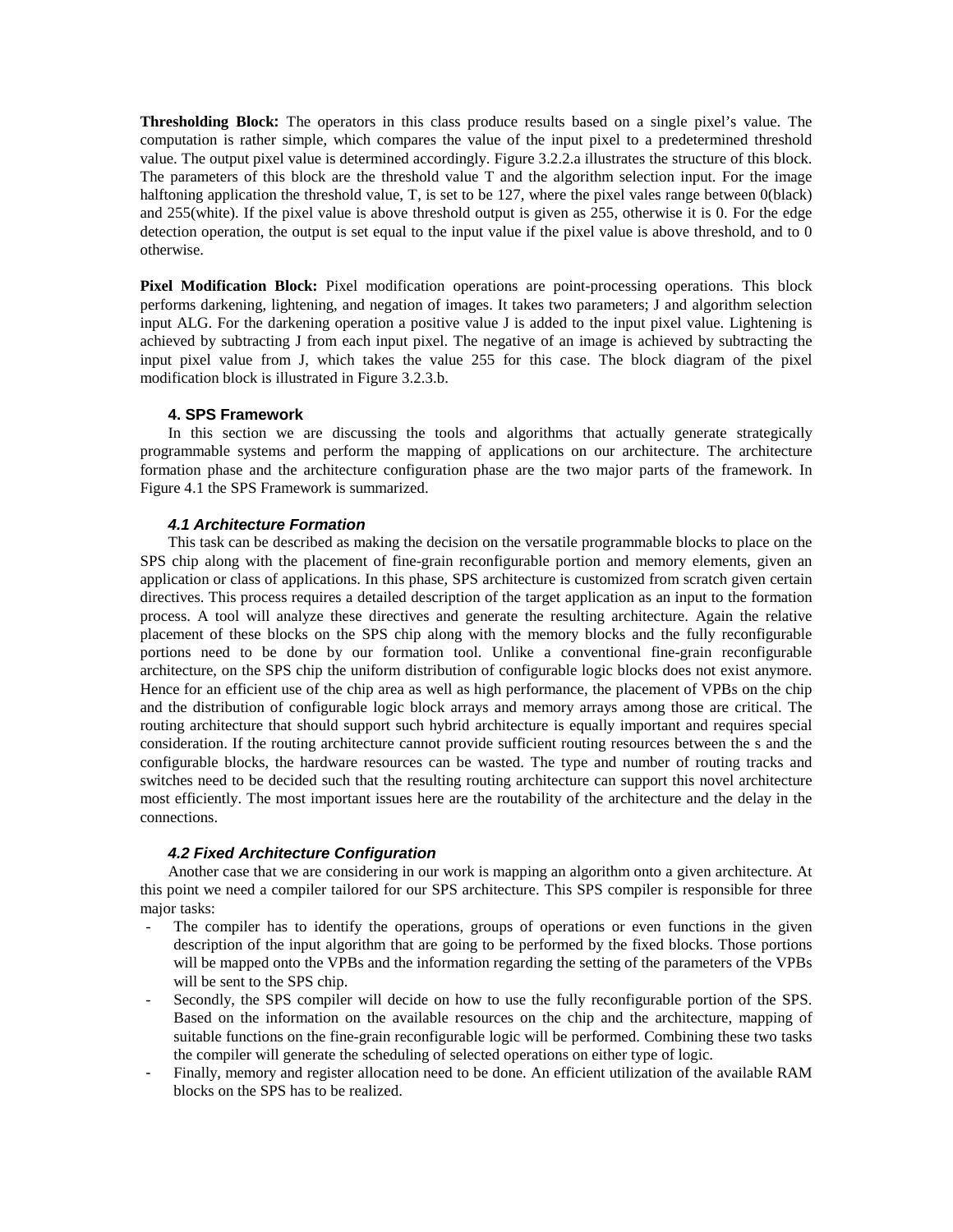**Thresholding Block:** The operators in this class produce results based on a single pixel's value. The computation is rather simple, which compares the value of the input pixel to a predetermined threshold value. The output pixel value is determined accordingly. Figure 3.2.2.a illustrates the structure of this block. The parameters of this block are the threshold value T and the algorithm selection input. For the image halftoning application the threshold value, T, is set to be 127, where the pixel vales range between 0(black) and 255(white). If the pixel value is above threshold output is given as 255, otherwise it is 0. For the edge detection operation, the output is set equal to the input value if the pixel value is above threshold, and to 0 otherwise.

**Pixel Modification Block:** Pixel modification operations are point-processing operations. This block performs darkening, lightening, and negation of images. It takes two parameters; J and algorithm selection input ALG. For the darkening operation a positive value J is added to the input pixel value. Lightening is achieved by subtracting J from each input pixel. The negative of an image is achieved by subtracting the input pixel value from J, which takes the value 255 for this case. The block diagram of the pixel modification block is illustrated in Figure 3.2.3.b.

## 4. SPS Framework

In this section we are discussing the tools and algorithms that actually generate strategically programmable systems and perform the mapping of applications on our architecture. The architecture formation phase and the architecture configuration phase are the two major parts of the framework. In Figure 4.1 the SPS Framework is summarized.

### *4.1 Architecture Formation*

This task can be described as making the decision on the versatile programmable blocks to place on the SPS chip along with the placement of fine-grain reconfigurable portion and memory elements, given an application or class of applications. In this phase, SPS architecture is customized from scratch given certain directives. This process requires a detailed description of the target application as an input to the formation process. A tool will analyze these directives and generate the resulting architecture. Again the relative placement of these blocks on the SPS chip along with the memory blocks and the fully reconfigurable portions need to be done by our formation tool. Unlike a conventional fine-grain reconfigurable architecture, on the SPS chip the uniform distribution of configurable logic blocks does not exist anymore. Hence for an efficient use of the chip area as well as high performance, the placement of VPBs on the chip and the distribution of configurable logic block arrays and memory arrays among those are critical. The routing architecture that should support such hybrid architecture is equally important and requires special consideration. If the routing architecture cannot provide sufficient routing resources between the s and the configurable blocks, the hardware resources can be wasted. The type and number of routing tracks and switches need to be decided such that the resulting routing architecture can support this novel architecture most efficiently. The most important issues here are the routability of the architecture and the delay in the connections.

### *4.2 Fixed Architecture Configuration*

Another case that we are considering in our work is mapping an algorithm onto a given architecture. At this point we need a compiler tailored for our SPS architecture. This SPS compiler is responsible for three major tasks:

- The compiler has to identify the operations, groups of operations or even functions in the given description of the input algorithm that are going to be performed by the fixed blocks. Those portions will be mapped onto the VPBs and the information regarding the setting of the parameters of the VPBs will be sent to the SPS chip.
- Secondly, the SPS compiler will decide on how to use the fully reconfigurable portion of the SPS. Based on the information on the available resources on the chip and the architecture, mapping of suitable functions on the fine-grain reconfigurable logic will be performed. Combining these two tasks the compiler will generate the scheduling of selected operations on either type of logic.
- Finally, memory and register allocation need to be done. An efficient utilization of the available RAM blocks on the SPS has to be realized.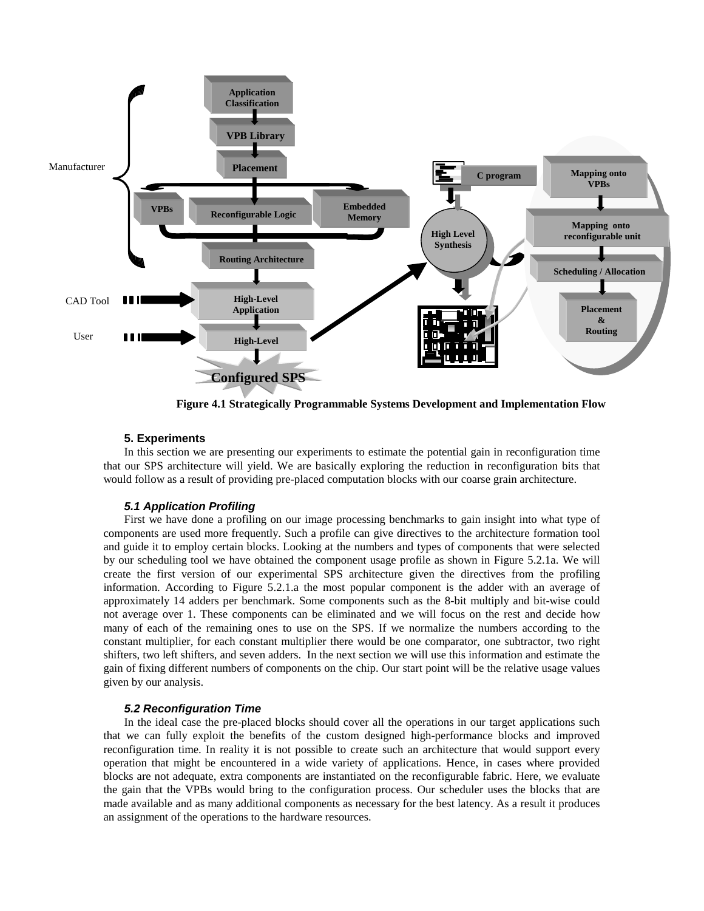Figure 4.1 Strategically Programmable Systems Development and Implementation Flow

## 5. Experiments

In this section we are presenting our experiments to estimate the potential gain in reconfiguration time that our SPS architecture will yield. We are basically exploring the reduction in reconfiguration bits that would follow as a result of providing pre-placed computation blocks with our coarse grain architecture.

### *5.1 Application Profiling*

First we have done a profiling on our image processing benchmarks to gain insight into what type of components are used more frequently. Such a profile can give directives to the architecture formation tool and guide it to employ certain blocks. Looking at the numbers and types of components that were selected by our scheduling tool we have obtained the component usage profile as shown in Figure 5.2.1a. We will create the first version of our experimental SPS architecture given the directives from the profiling information. According to Figure 5.2.1.a the most popular component is the adder with an average of approximately 14 adders per benchmark. Some components such as the 8-bit multiply and bit-wise could not average over 1. These components can be eliminated and we will focus on the rest and decide how many of each of the remaining ones to use on the SPS. If we normalize the numbers according to the constant multiplier, for each constant multiplier there would be one comparator, one subtractor, two right shifters, two left shifters, and seven adders. In the next section we will use this information and estimate the gain of fixing different numbers of components on the chip. Our start point will be the relative usage values given by our analysis.

### *5.2 Reconfiguration Time*

In the ideal case the pre-placed blocks should cover all the operations in our target applications such that we can fully exploit the benefits of the custom designed high-performance blocks and improved reconfiguration time. In reality it is not possible to create such an architecture that would support every operation that might be encountered in a wide variety of applications. Hence, in cases where provided blocks are not adequate, extra components are instantiated on the reconfigurable fabric. Here, we evaluate the gain that the VPBs would bring to the configuration process. Our scheduler uses the blocks that are made available and as many additional components as necessary for the best latency. As a result it produces an assignment of the operations to the hardware resources.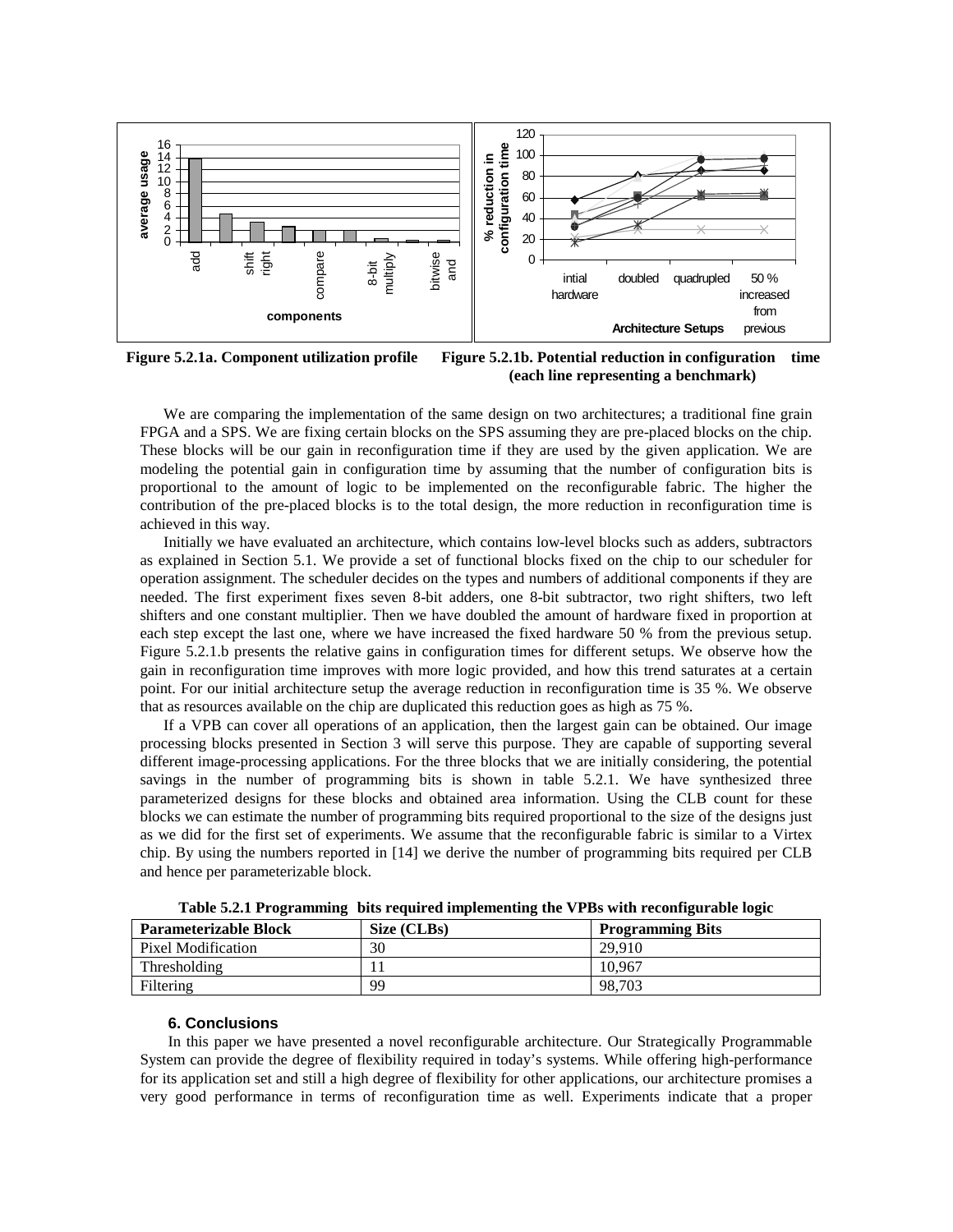Figure 5.2.1a. Component utilization profile

Figure 5.2.1b. Potential reduction in configuration time (each line representing a benchmark)

We are comparing the implementation of the same design on two architectures; a traditional fine grain FPGA and a SPS. We are fixing certain blocks on the SPS assuming they are pre-placed blocks on the chip. These blocks will be our gain in reconfiguration time if they are used by the given application. We are modeling the potential gain in configuration time by assuming that the number of configuration bits is proportional to the amount of logic to be implemented on the reconfigurable fabric. The higher the contribution of the pre-placed blocks is to the total design, the more reduction in reconfiguration time is achieved in this way.

Initially we have evaluated an architecture, which contains low-level blocks such as adders, subtractors as explained in Section 5.1. We provide a set of functional blocks fixed on the chip to our scheduler for operation assignment. The scheduler decides on the types and numbers of additional components if they are needed. The first experiment fixes seven 8-bit adders, one 8-bit subtractor, two right shifters, two left shifters and one constant multiplier. Then we have doubled the amount of hardware fixed in proportion at each step except the last one, where we have increased the fixed hardware 50 % from the previous setup. Figure 5.2.1.b presents the relative gains in configuration times for different setups. We observe how the gain in reconfiguration time improves with more logic provided, and how this trend saturates at a certain point. For our initial architecture setup the average reduction in reconfiguration time is 35 %. We observe that as resources available on the chip are duplicated this reduction goes as high as 75 %.

If a VPB can cover all operations of an application, then the largest gain can be obtained. Our image processing blocks presented in Section 3 will serve this purpose. They are capable of supporting several different image-processing applications. For the three blocks that we are initially considering, the potential savings in the number of programming bits is shown in table 5.2.1. We have synthesized three parameterized designs for these blocks and obtained area information. Using the CLB count for these blocks we can estimate the number of programming bits required proportional to the size of the designs just as we did for the first set of experiments. We assume that the reconfigurable fabric is similar to a Virtex chip. By using the numbers reported in [14] we derive the number of programming bits required per CLB and hence per parameterizable block.

**Table 5.2.1 Programming bits required implementing the VPBs with reconfigurable logic**

| Parameterizable Block | Size (CLBs) | Programming Bits |
|---|---|---|
| Pixel Modification | 30 | 29,910 |
| Thresholding | 11 | 10,967 |
| Filtering | 99 | 98,703 |

## 6. Conclusions

In this paper we have presented a novel reconfigurable architecture. Our Strategically Programmable System can provide the degree of flexibility required in today's systems. While offering high-performance for its application set and still a high degree of flexibility for other applications, our architecture promises a very good performance in terms of reconfiguration time as well. Experiments indicate that a proper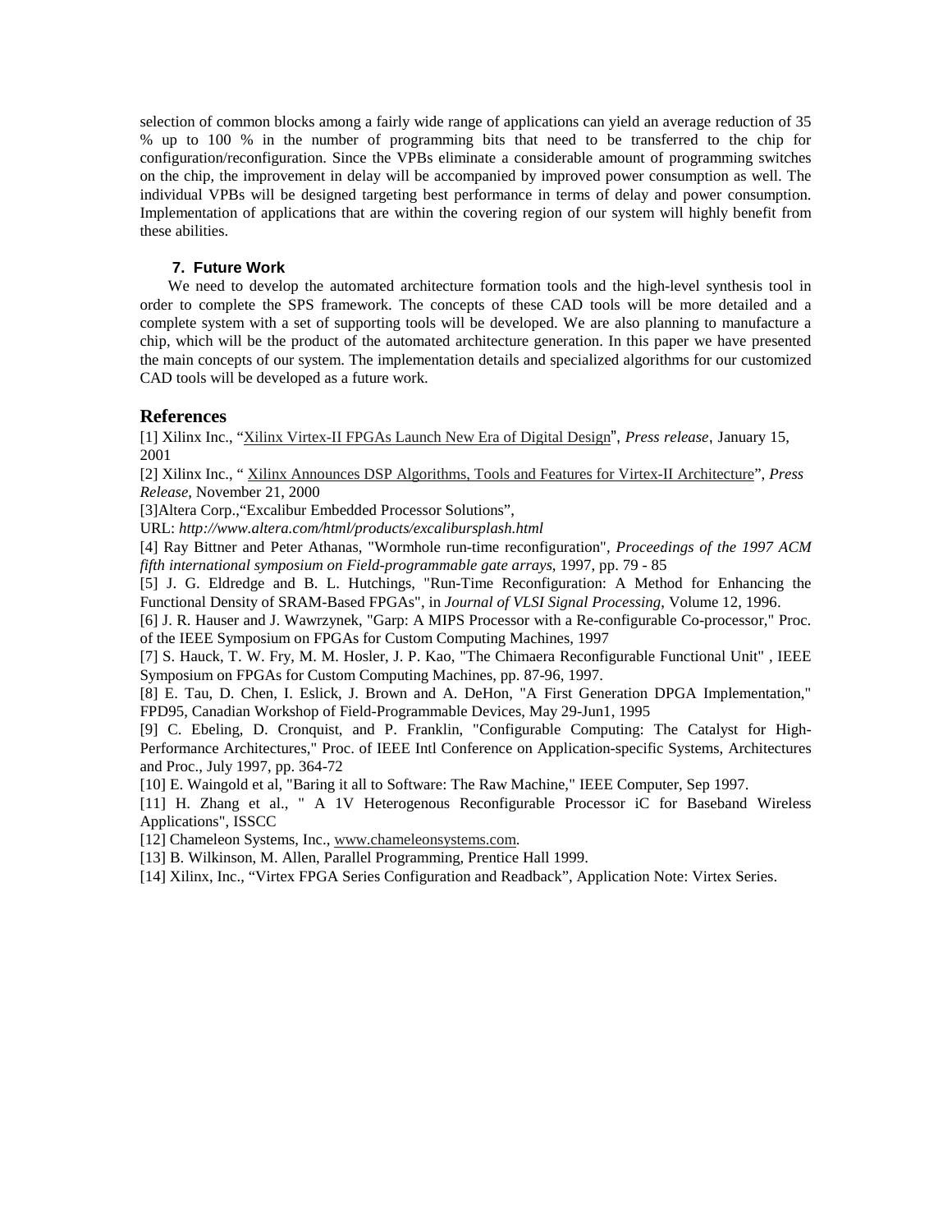selection of common blocks among a fairly wide range of applications can yield an average reduction of 35 % up to 100 % in the number of programming bits that need to be transferred to the chip for configuration/reconfiguration. Since the VPBs eliminate a considerable amount of programming switches on the chip, the improvement in delay will be accompanied by improved power consumption as well. The individual VPBs will be designed targeting best performance in terms of delay and power consumption. Implementation of applications that are within the covering region of our system will highly benefit from these abilities.

### 7. Future Work

We need to develop the automated architecture formation tools and the high-level synthesis tool in order to complete the SPS framework. The concepts of these CAD tools will be more detailed and a complete system with a set of supporting tools will be developed. We are also planning to manufacture a chip, which will be the product of the automated architecture generation. In this paper we have presented the main concepts of our system. The implementation details and specialized algorithms for our customized CAD tools will be developed as a future work.

## References

[1] Xilinx Inc., "Xilinx Virtex-II FPGAs Launch New Era of Digital Design", *Press release*, January 15, 2001

[2] Xilinx Inc., " Xilinx Announces DSP Algorithms, Tools and Features for Virtex-II Architecture", *Press Release*, November 21, 2000

[3]Altera Corp.,"Excalibur Embedded Processor Solutions",
URL: *http://www.altera.com/html/products/excalibursplash.html*

[4] Ray Bittner and Peter Athanas, "Wormhole run-time reconfiguration", *Proceedings of the 1997 ACM fifth international symposium on Field-programmable gate arrays*, 1997, pp. 79 - 85

[5] J. G. Eldredge and B. L. Hutchings, "Run-Time Reconfiguration: A Method for Enhancing the Functional Density of SRAM-Based FPGAs", in *Journal of VLSI Signal Processing*, Volume 12, 1996.

[6] J. R. Hauser and J. Wawrzynek, "Garp: A MIPS Processor with a Re-configurable Co-processor," Proc. of the IEEE Symposium on FPGAs for Custom Computing Machines, 1997

[7] S. Hauck, T. W. Fry, M. M. Hosler, J. P. Kao, "The Chimaera Reconfigurable Functional Unit" , IEEE Symposium on FPGAs for Custom Computing Machines, pp. 87-96, 1997.

[8] E. Tau, D. Chen, I. Eslick, J. Brown and A. DeHon, "A First Generation DPGA Implementation," FPD95, Canadian Workshop of Field-Programmable Devices, May 29-Jun1, 1995

[9] C. Ebeling, D. Cronquist, and P. Franklin, "Configurable Computing: The Catalyst for High-Performance Architectures," Proc. of IEEE Intl Conference on Application-specific Systems, Architectures and Proc., July 1997, pp. 364-72

[10] E. Waingold et al, "Baring it all to Software: The Raw Machine," IEEE Computer, Sep 1997.

[11] H. Zhang et al., " A 1V Heterogenous Reconfigurable Processor iC for Baseband Wireless Applications", ISSCC

[12] Chameleon Systems, Inc., www.chameleonsystems.com.

[13] B. Wilkinson, M. Allen, Parallel Programming, Prentice Hall 1999.

[14] Xilinx, Inc., "Virtex FPGA Series Configuration and Readback", Application Note: Virtex Series.